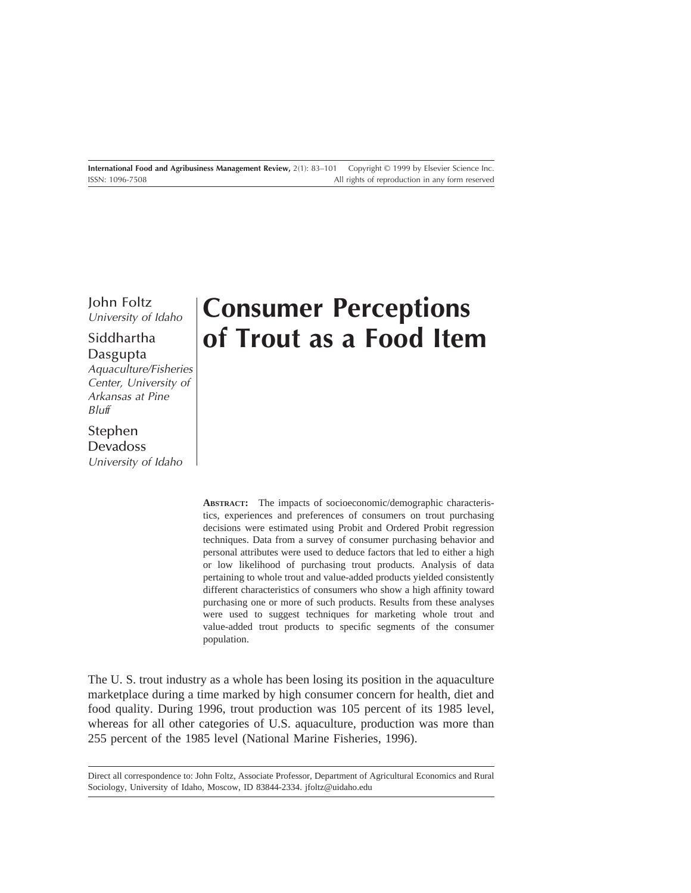# Consumer Perceptions of Trout as a Food Item

John Foltz
*University of Idaho*

Siddhartha Dasgupta
*Aquaculture/Fisheries Center, University of Arkansas at Pine Bluff*

Stephen Devadoss
*University of Idaho*

**ABSTRACT:** The impacts of socioeconomic/demographic characteristics, experiences and preferences of consumers on trout purchasing decisions were estimated using Probit and Ordered Probit regression techniques. Data from a survey of consumer purchasing behavior and personal attributes were used to deduce factors that led to either a high or low likelihood of purchasing trout products. Analysis of data pertaining to whole trout and value-added products yielded consistently different characteristics of consumers who show a high affinity toward purchasing one or more of such products. Results from these analyses were used to suggest techniques for marketing whole trout and value-added trout products to specific segments of the consumer population.

The U. S. trout industry as a whole has been losing its position in the aquaculture marketplace during a time marked by high consumer concern for health, diet and food quality. During 1996, trout production was 105 percent of its 1985 level, whereas for all other categories of U.S. aquaculture, production was more than 255 percent of the 1985 level (National Marine Fisheries, 1996).

---

Direct all correspondence to: John Foltz, Associate Professor, Department of Agricultural Economics and Rural Sociology, University of Idaho, Moscow, ID 83844-2334. jfoltz@uidaho.edu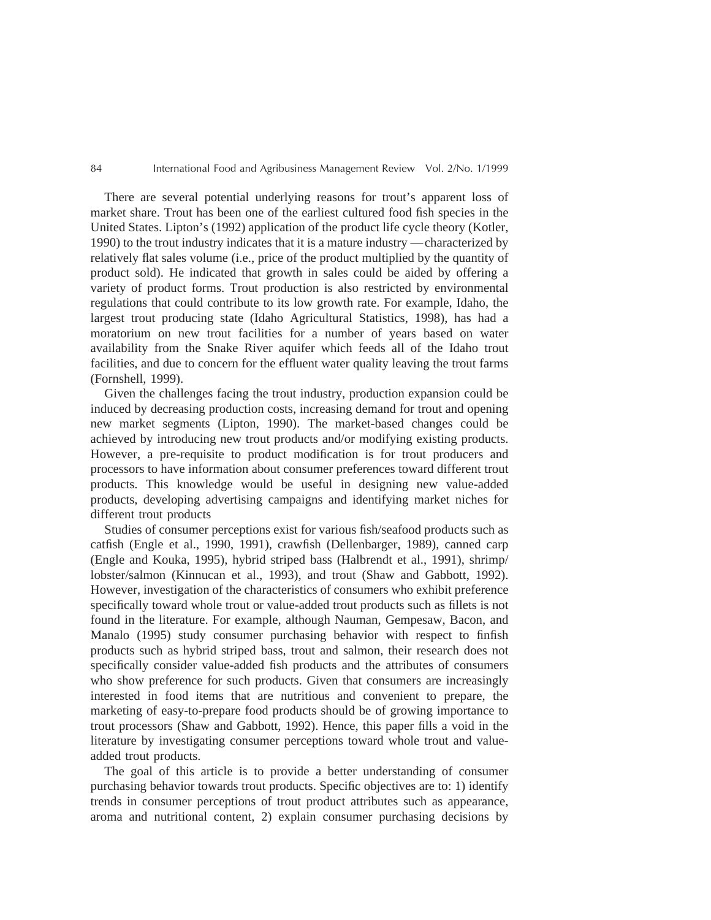There are several potential underlying reasons for trout's apparent loss of market share. Trout has been one of the earliest cultured food fish species in the United States. Lipton's (1992) application of the product life cycle theory (Kotler, 1990) to the trout industry indicates that it is a mature industry — characterized by relatively flat sales volume (i.e., price of the product multiplied by the quantity of product sold). He indicated that growth in sales could be aided by offering a variety of product forms. Trout production is also restricted by environmental regulations that could contribute to its low growth rate. For example, Idaho, the largest trout producing state (Idaho Agricultural Statistics, 1998), has had a moratorium on new trout facilities for a number of years based on water availability from the Snake River aquifer which feeds all of the Idaho trout facilities, and due to concern for the effluent water quality leaving the trout farms (Fornshell, 1999).

Given the challenges facing the trout industry, production expansion could be induced by decreasing production costs, increasing demand for trout and opening new market segments (Lipton, 1990). The market-based changes could be achieved by introducing new trout products and/or modifying existing products. However, a pre-requisite to product modification is for trout producers and processors to have information about consumer preferences toward different trout products. This knowledge would be useful in designing new value-added products, developing advertising campaigns and identifying market niches for different trout products

Studies of consumer perceptions exist for various fish/seafood products such as catfish (Engle et al., 1990, 1991), crawfish (Dellenbarger, 1989), canned carp (Engle and Kouka, 1995), hybrid striped bass (Halbrendt et al., 1991), shrimp/lobster/salmon (Kinnucan et al., 1993), and trout (Shaw and Gabbott, 1992). However, investigation of the characteristics of consumers who exhibit preference specifically toward whole trout or value-added trout products such as fillets is not found in the literature. For example, although Nauman, Gempesaw, Bacon, and Manalo (1995) study consumer purchasing behavior with respect to finfish products such as hybrid striped bass, trout and salmon, their research does not specifically consider value-added fish products and the attributes of consumers who show preference for such products. Given that consumers are increasingly interested in food items that are nutritious and convenient to prepare, the marketing of easy-to-prepare food products should be of growing importance to trout processors (Shaw and Gabbott, 1992). Hence, this paper fills a void in the literature by investigating consumer perceptions toward whole trout and value-added trout products.

The goal of this article is to provide a better understanding of consumer purchasing behavior towards trout products. Specific objectives are to: 1) identify trends in consumer perceptions of trout product attributes such as appearance, aroma and nutritional content, 2) explain consumer purchasing decisions by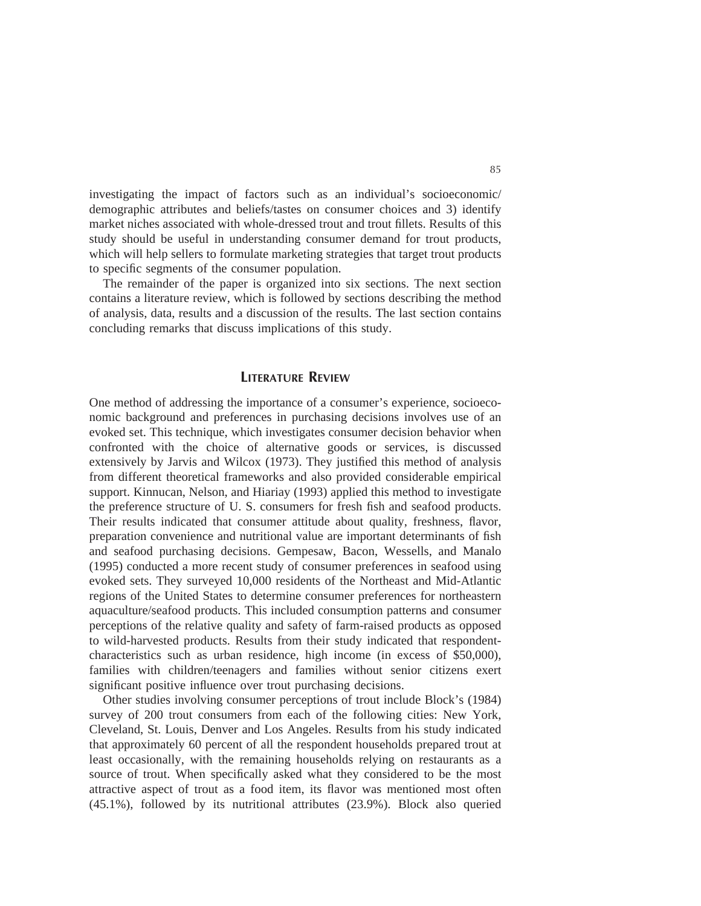investigating the impact of factors such as an individual's socioeconomic/demographic attributes and beliefs/tastes on consumer choices and 3) identify market niches associated with whole-dressed trout and trout fillets. Results of this study should be useful in understanding consumer demand for trout products, which will help sellers to formulate marketing strategies that target trout products to specific segments of the consumer population.

The remainder of the paper is organized into six sections. The next section contains a literature review, which is followed by sections describing the method of analysis, data, results and a discussion of the results. The last section contains concluding remarks that discuss implications of this study.

## Literature Review

One method of addressing the importance of a consumer's experience, socioeconomic background and preferences in purchasing decisions involves use of an evoked set. This technique, which investigates consumer decision behavior when confronted with the choice of alternative goods or services, is discussed extensively by Jarvis and Wilcox (1973). They justified this method of analysis from different theoretical frameworks and also provided considerable empirical support. Kinnucan, Nelson, and Hiariay (1993) applied this method to investigate the preference structure of U. S. consumers for fresh fish and seafood products. Their results indicated that consumer attitude about quality, freshness, flavor, preparation convenience and nutritional value are important determinants of fish and seafood purchasing decisions. Gempesaw, Bacon, Wessells, and Manalo (1995) conducted a more recent study of consumer preferences in seafood using evoked sets. They surveyed 10,000 residents of the Northeast and Mid-Atlantic regions of the United States to determine consumer preferences for northeastern aquaculture/seafood products. This included consumption patterns and consumer perceptions of the relative quality and safety of farm-raised products as opposed to wild-harvested products. Results from their study indicated that respondent-characteristics such as urban residence, high income (in excess of $50,000), families with children/teenagers and families without senior citizens exert significant positive influence over trout purchasing decisions.

Other studies involving consumer perceptions of trout include Block's (1984) survey of 200 trout consumers from each of the following cities: New York, Cleveland, St. Louis, Denver and Los Angeles. Results from his study indicated that approximately 60 percent of all the respondent households prepared trout at least occasionally, with the remaining households relying on restaurants as a source of trout. When specifically asked what they considered to be the most attractive aspect of trout as a food item, its flavor was mentioned most often (45.1%), followed by its nutritional attributes (23.9%). Block also queried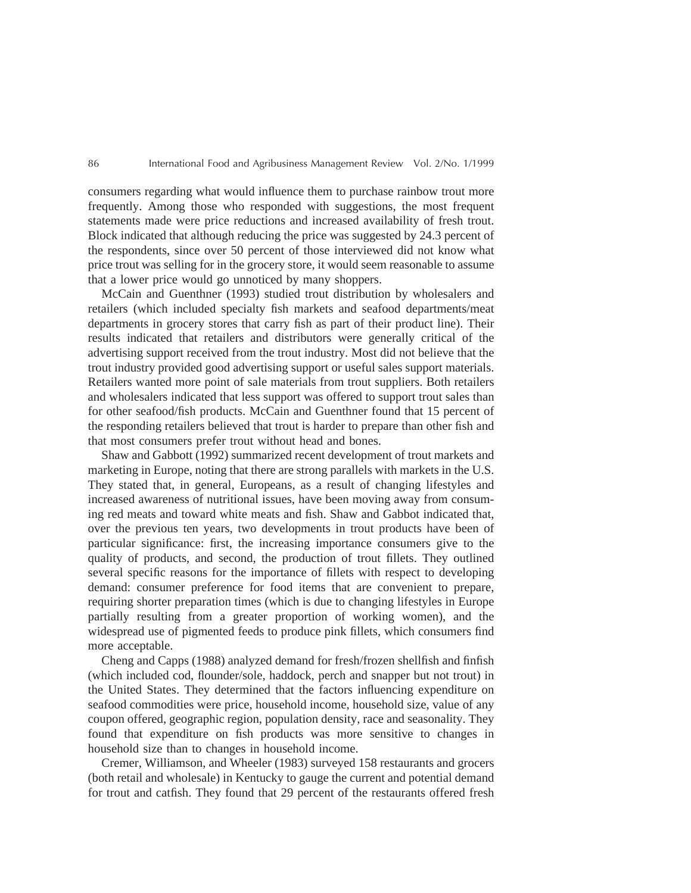consumers regarding what would influence them to purchase rainbow trout more frequently. Among those who responded with suggestions, the most frequent statements made were price reductions and increased availability of fresh trout. Block indicated that although reducing the price was suggested by 24.3 percent of the respondents, since over 50 percent of those interviewed did not know what price trout was selling for in the grocery store, it would seem reasonable to assume that a lower price would go unnoticed by many shoppers.

McCain and Guenthner (1993) studied trout distribution by wholesalers and retailers (which included specialty fish markets and seafood departments/meat departments in grocery stores that carry fish as part of their product line). Their results indicated that retailers and distributors were generally critical of the advertising support received from the trout industry. Most did not believe that the trout industry provided good advertising support or useful sales support materials. Retailers wanted more point of sale materials from trout suppliers. Both retailers and wholesalers indicated that less support was offered to support trout sales than for other seafood/fish products. McCain and Guenthner found that 15 percent of the responding retailers believed that trout is harder to prepare than other fish and that most consumers prefer trout without head and bones.

Shaw and Gabbott (1992) summarized recent development of trout markets and marketing in Europe, noting that there are strong parallels with markets in the U.S. They stated that, in general, Europeans, as a result of changing lifestyles and increased awareness of nutritional issues, have been moving away from consuming red meats and toward white meats and fish. Shaw and Gabbot indicated that, over the previous ten years, two developments in trout products have been of particular significance: first, the increasing importance consumers give to the quality of products, and second, the production of trout fillets. They outlined several specific reasons for the importance of fillets with respect to developing demand: consumer preference for food items that are convenient to prepare, requiring shorter preparation times (which is due to changing lifestyles in Europe partially resulting from a greater proportion of working women), and the widespread use of pigmented feeds to produce pink fillets, which consumers find more acceptable.

Cheng and Capps (1988) analyzed demand for fresh/frozen shellfish and finfish (which included cod, flounder/sole, haddock, perch and snapper but not trout) in the United States. They determined that the factors influencing expenditure on seafood commodities were price, household income, household size, value of any coupon offered, geographic region, population density, race and seasonality. They found that expenditure on fish products was more sensitive to changes in household size than to changes in household income.

Cremer, Williamson, and Wheeler (1983) surveyed 158 restaurants and grocers (both retail and wholesale) in Kentucky to gauge the current and potential demand for trout and catfish. They found that 29 percent of the restaurants offered fresh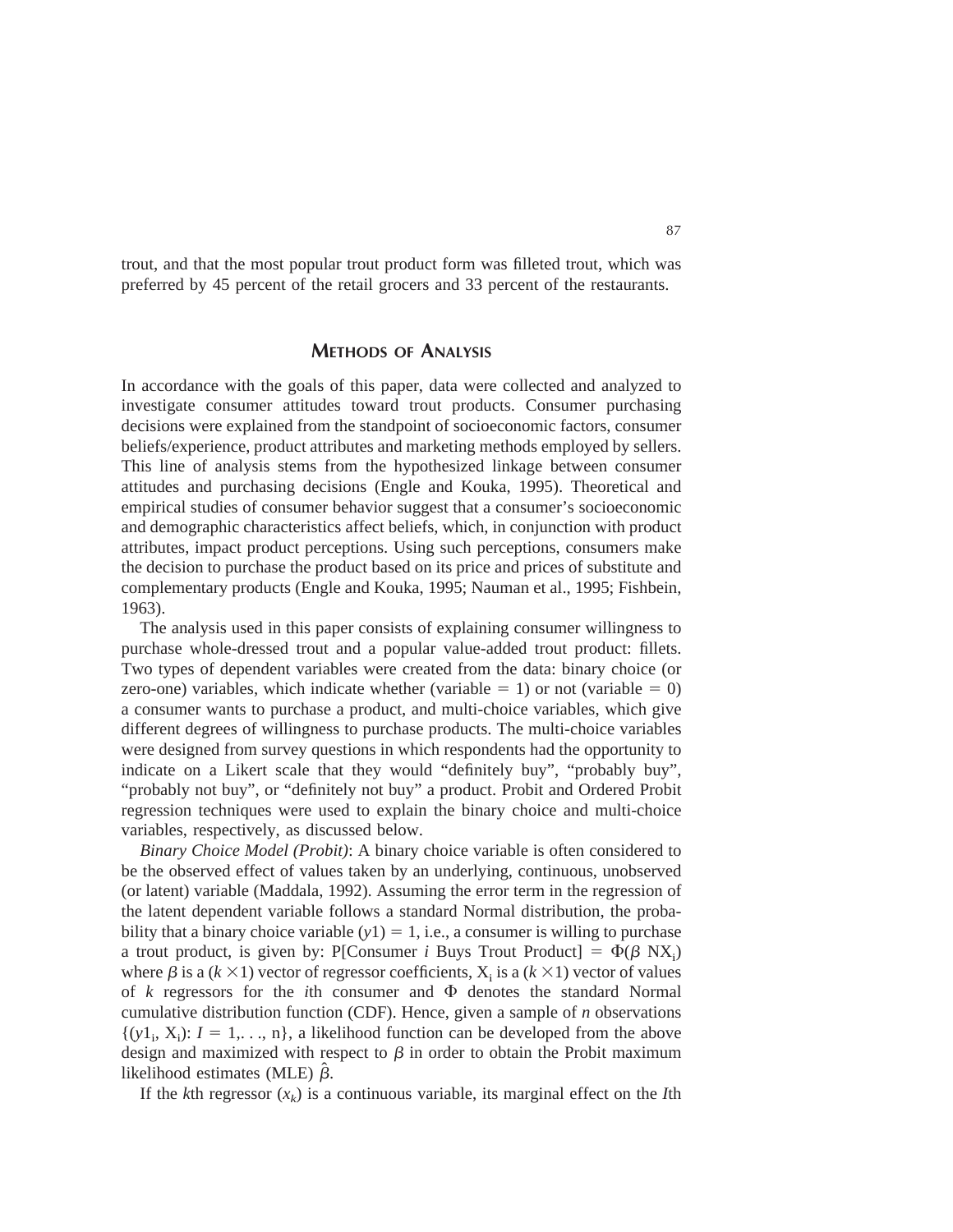trout, and that the most popular trout product form was filleted trout, which was preferred by 45 percent of the retail grocers and 33 percent of the restaurants.

## Methods of Analysis

In accordance with the goals of this paper, data were collected and analyzed to investigate consumer attitudes toward trout products. Consumer purchasing decisions were explained from the standpoint of socioeconomic factors, consumer beliefs/experience, product attributes and marketing methods employed by sellers. This line of analysis stems from the hypothesized linkage between consumer attitudes and purchasing decisions (Engle and Kouka, 1995). Theoretical and empirical studies of consumer behavior suggest that a consumer's socioeconomic and demographic characteristics affect beliefs, which, in conjunction with product attributes, impact product perceptions. Using such perceptions, consumers make the decision to purchase the product based on its price and prices of substitute and complementary products (Engle and Kouka, 1995; Nauman et al., 1995; Fishbein, 1963).

The analysis used in this paper consists of explaining consumer willingness to purchase whole-dressed trout and a popular value-added trout product: fillets. Two types of dependent variables were created from the data: binary choice (or zero-one) variables, which indicate whether (variable $= 1$) or not (variable $= 0$) a consumer wants to purchase a product, and multi-choice variables, which give different degrees of willingness to purchase products. The multi-choice variables were designed from survey questions in which respondents had the opportunity to indicate on a Likert scale that they would "definitely buy", "probably buy", "probably not buy", or "definitely not buy" a product. Probit and Ordered Probit regression techniques were used to explain the binary choice and multi-choice variables, respectively, as discussed below.

*Binary Choice Model (Probit)*: A binary choice variable is often considered to be the observed effect of values taken by an underlying, continuous, unobserved (or latent) variable (Maddala, 1992). Assuming the error term in the regression of the latent dependent variable follows a standard Normal distribution, the probability that a binary choice variable $(y1) = 1$, i.e., a consumer is willing to purchase a trout product, is given by: P[Consumer $i$ Buys Trout Product] $= \Phi(\beta \, NX_i)$ where $\beta$ is a $(k \times 1)$ vector of regressor coefficients, $X_i$ is a $(k \times 1)$ vector of values of $k$ regressors for the $i$th consumer and $\Phi$ denotes the standard Normal cumulative distribution function (CDF). Hence, given a sample of $n$ observations $\{(y1_i, X_i): I = 1,\ldots, n\}$, a likelihood function can be developed from the above design and maximized with respect to $\beta$ in order to obtain the Probit maximum likelihood estimates (MLE) $\hat{\beta}$.

If the $k$th regressor $(x_k)$ is a continuous variable, its marginal effect on the $I$th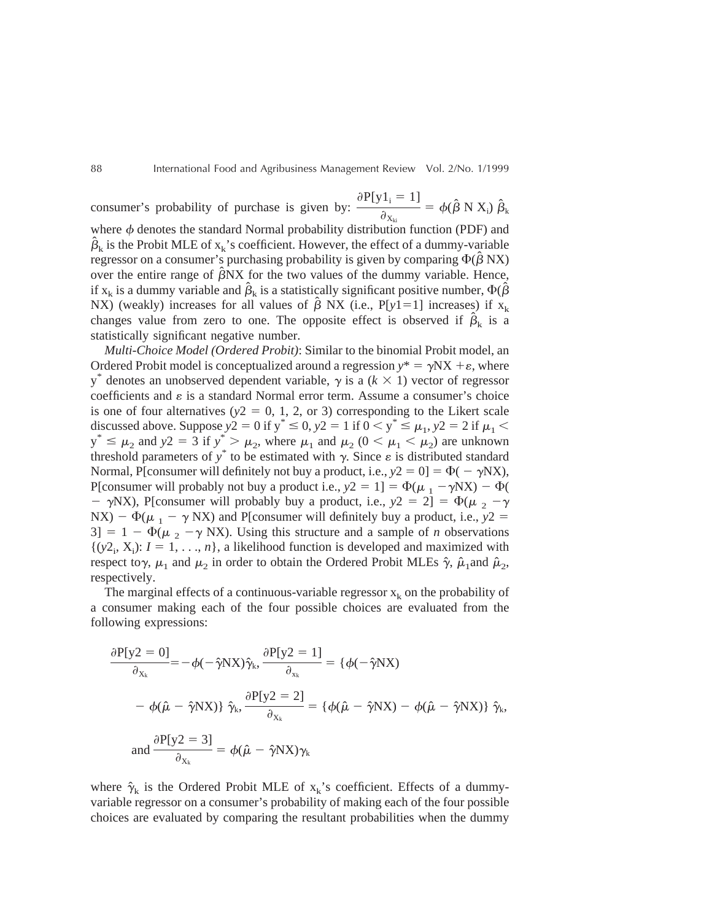consumer's probability of purchase is given by: $\frac{\partial P[y1_i = 1]}{\partial_{X_{ki}}} = \phi(\hat{\beta}\text{ N X}_i)\,\hat{\beta}_k$ where $\phi$ denotes the standard Normal probability distribution function (PDF) and $\hat{\beta}_k$ is the Probit MLE of $x_k$'s coefficient. However, the effect of a dummy-variable regressor on a consumer's purchasing probability is given by comparing $\Phi(\hat{\beta}\text{ NX})$ over the entire range of $\hat{\beta}\text{NX}$ for the two values of the dummy variable. Hence, if $x_k$ is a dummy variable and $\hat{\beta}_k$ is a statistically significant positive number, $\Phi(\hat{\beta}\text{ NX})$ (weakly) increases for all values of $\hat{\beta}\text{ NX}$ (i.e., $P[y1=1]$ increases) if $x_k$ changes value from zero to one. The opposite effect is observed if $\hat{\beta}_k$ is a statistically significant negative number.

*Multi-Choice Model (Ordered Probit)*: Similar to the binomial Probit model, an Ordered Probit model is conceptualized around a regression $y^* = \gamma\text{NX} + \varepsilon$, where $y^*$ denotes an unobserved dependent variable, $\gamma$ is a $(k \times 1)$ vector of regressor coefficients and $\varepsilon$ is a standard Normal error term. Assume a consumer's choice is one of four alternatives ($y2 = 0, 1, 2$, or $3$) corresponding to the Likert scale discussed above. Suppose $y2 = 0$ if $y^* \leq 0$, $y2 = 1$ if $0 < y^* \leq \mu_1$, $y2 = 2$ if $\mu_1 < y^* \leq \mu_2$ and $y2 = 3$ if $y^* > \mu_2$, where $\mu_1$ and $\mu_2$ $(0 < \mu_1 < \mu_2)$ are unknown threshold parameters of $y^*$ to be estimated with $\gamma$. Since $\varepsilon$ is distributed standard Normal, P[consumer will definitely not buy a product, i.e., $y2 = 0] = \Phi(-\gamma\text{NX})$, P[consumer will probably not buy a product i.e., $y2 = 1] = \Phi(\mu_1 - \gamma\text{NX}) - \Phi(-\gamma\text{NX})$, P[consumer will probably buy a product, i.e., $y2 = 2] = \Phi(\mu_2 - \gamma\text{NX}) - \Phi(\mu_1 - \gamma\text{NX})$ and P[consumer will definitely buy a product, i.e., $y2 = 3] = 1 - \Phi(\mu_2 - \gamma\text{NX})$. Using this structure and a sample of $n$ observations $\{(y2_i, X_i): I = 1, \ldots, n\}$, a likelihood function is developed and maximized with respect to $\gamma$, $\mu_1$ and $\mu_2$ in order to obtain the Ordered Probit MLEs $\hat{\gamma}$, $\hat{\mu}_1$ and $\hat{\mu}_2$, respectively.

The marginal effects of a continuous-variable regressor $x_k$ on the probability of a consumer making each of the four possible choices are evaluated from the following expressions:

$$\frac{\partial P[y2 = 0]}{\partial_{X_k}} = -\phi(-\hat{\gamma}\text{NX})\hat{\gamma}_k, \quad \frac{\partial P[y2 = 1]}{\partial_{x_k}} = \{\phi(-\hat{\gamma}\text{NX}) - \phi(\hat{\mu} - \hat{\gamma}\text{NX})\}\,\hat{\gamma}_k, \quad \frac{\partial P[y2 = 2]}{\partial_{X_k}} = \{\phi(\hat{\mu} - \hat{\gamma}\text{NX}) - \phi(\hat{\mu} - \hat{\gamma}\text{NX})\}\,\hat{\gamma}_k,$$

$$\text{and } \frac{\partial P[y2 = 3]}{\partial_{X_k}} = \phi(\hat{\mu} - \hat{\gamma}\text{NX})\gamma_k$$

where $\hat{\gamma}_k$ is the Ordered Probit MLE of $x_k$'s coefficient. Effects of a dummy-variable regressor on a consumer's probability of making each of the four possible choices are evaluated by comparing the resultant probabilities when the dummy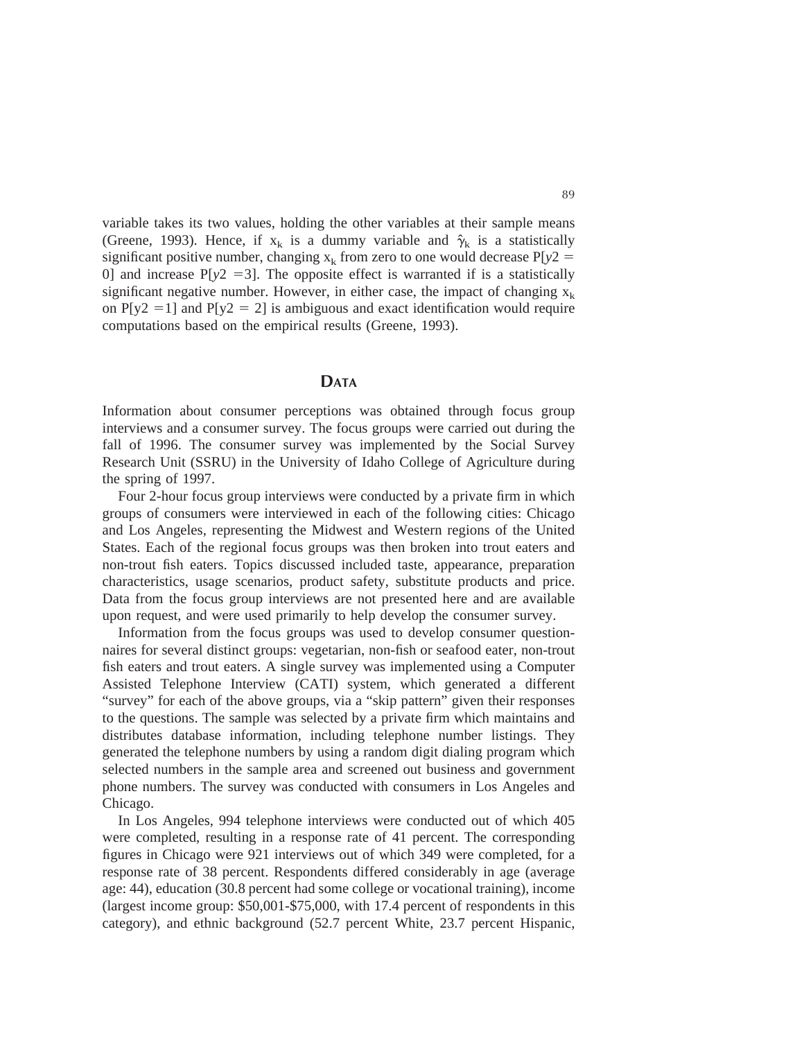variable takes its two values, holding the other variables at their sample means (Greene, 1993). Hence, if $x_k$ is a dummy variable and $\hat{\gamma}_k$ is a statistically significant positive number, changing $x_k$ from zero to one would decrease $P[y2 = 0]$ and increase $P[y2 = 3]$. The opposite effect is warranted if is a statistically significant negative number. However, in either case, the impact of changing $x_k$ on $P[y2 = 1]$ and $P[y2 = 2]$ is ambiguous and exact identification would require computations based on the empirical results (Greene, 1993).

## Data

Information about consumer perceptions was obtained through focus group interviews and a consumer survey. The focus groups were carried out during the fall of 1996. The consumer survey was implemented by the Social Survey Research Unit (SSRU) in the University of Idaho College of Agriculture during the spring of 1997.

Four 2-hour focus group interviews were conducted by a private firm in which groups of consumers were interviewed in each of the following cities: Chicago and Los Angeles, representing the Midwest and Western regions of the United States. Each of the regional focus groups was then broken into trout eaters and non-trout fish eaters. Topics discussed included taste, appearance, preparation characteristics, usage scenarios, product safety, substitute products and price. Data from the focus group interviews are not presented here and are available upon request, and were used primarily to help develop the consumer survey.

Information from the focus groups was used to develop consumer questionnaires for several distinct groups: vegetarian, non-fish or seafood eater, non-trout fish eaters and trout eaters. A single survey was implemented using a Computer Assisted Telephone Interview (CATI) system, which generated a different "survey" for each of the above groups, via a "skip pattern" given their responses to the questions. The sample was selected by a private firm which maintains and distributes database information, including telephone number listings. They generated the telephone numbers by using a random digit dialing program which selected numbers in the sample area and screened out business and government phone numbers. The survey was conducted with consumers in Los Angeles and Chicago.

In Los Angeles, 994 telephone interviews were conducted out of which 405 were completed, resulting in a response rate of 41 percent. The corresponding figures in Chicago were 921 interviews out of which 349 were completed, for a response rate of 38 percent. Respondents differed considerably in age (average age: 44), education (30.8 percent had some college or vocational training), income (largest income group: \$50,001-\$75,000, with 17.4 percent of respondents in this category), and ethnic background (52.7 percent White, 23.7 percent Hispanic,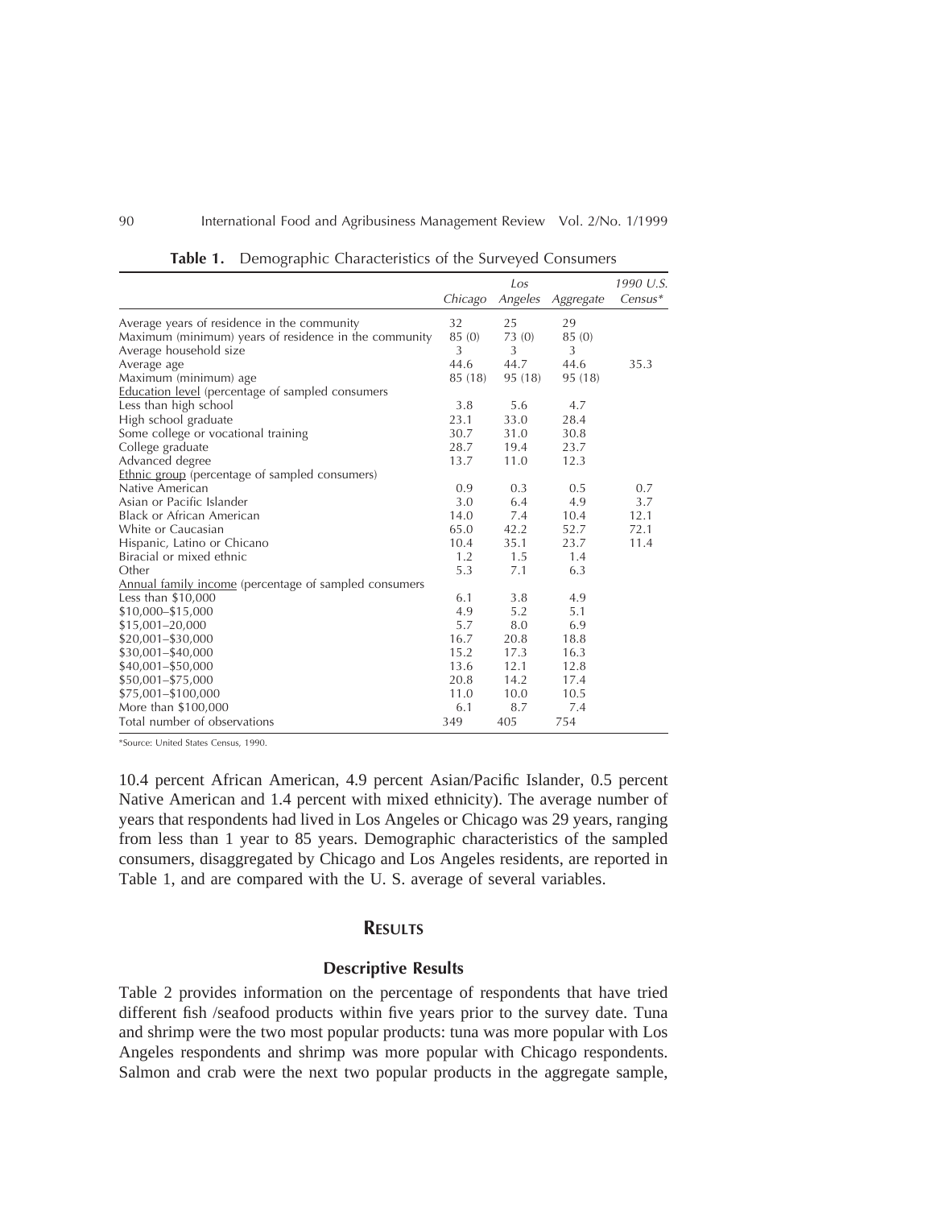**Table 1.** Demographic Characteristics of the Surveyed Consumers

| | Chicago | Los Angeles | Aggregate | 1990 U.S. Census* |
|---|---|---|---|---|
| Average years of residence in the community | 32 | 25 | 29 | |
| Maximum (minimum) years of residence in the community | 85 (0) | 73 (0) | 85 (0) | |
| Average household size | 3 | 3 | 3 | |
| Average age | 44.6 | 44.7 | 44.6 | 35.3 |
| Maximum (minimum) age | 85 (18) | 95 (18) | 95 (18) | |
| Education level (percentage of sampled consumers | | | | |
| Less than high school | 3.8 | 5.6 | 4.7 | |
| High school graduate | 23.1 | 33.0 | 28.4 | |
| Some college or vocational training | 30.7 | 31.0 | 30.8 | |
| College graduate | 28.7 | 19.4 | 23.7 | |
| Advanced degree | 13.7 | 11.0 | 12.3 | |
| Ethnic group (percentage of sampled consumers) | | | | |
| Native American | 0.9 | 0.3 | 0.5 | 0.7 |
| Asian or Pacific Islander | 3.0 | 6.4 | 4.9 | 3.7 |
| Black or African American | 14.0 | 7.4 | 10.4 | 12.1 |
| White or Caucasian | 65.0 | 42.2 | 52.7 | 72.1 |
| Hispanic, Latino or Chicano | 10.4 | 35.1 | 23.7 | 11.4 |
| Biracial or mixed ethnic | 1.2 | 1.5 | 1.4 | |
| Other | 5.3 | 7.1 | 6.3 | |
| Annual family income (percentage of sampled consumers | | | | |
| Less than $10,000 | 6.1 | 3.8 | 4.9 | |
| $10,000–$15,000 | 4.9 | 5.2 | 5.1 | |
| $15,001–20,000 | 5.7 | 8.0 | 6.9 | |
| $20,001–$30,000 | 16.7 | 20.8 | 18.8 | |
| $30,001–$40,000 | 15.2 | 17.3 | 16.3 | |
| $40,001–$50,000 | 13.6 | 12.1 | 12.8 | |
| $50,001–$75,000 | 20.8 | 14.2 | 17.4 | |
| $75,001–$100,000 | 11.0 | 10.0 | 10.5 | |
| More than $100,000 | 6.1 | 8.7 | 7.4 | |
| Total number of observations | 349 | 405 | 754 | |

*Source: United States Census, 1990.

10.4 percent African American, 4.9 percent Asian/Pacific Islander, 0.5 percent Native American and 1.4 percent with mixed ethnicity). The average number of years that respondents had lived in Los Angeles or Chicago was 29 years, ranging from less than 1 year to 85 years. Demographic characteristics of the sampled consumers, disaggregated by Chicago and Los Angeles residents, are reported in Table 1, and are compared with the U. S. average of several variables.

## RESULTS

### Descriptive Results

Table 2 provides information on the percentage of respondents that have tried different fish /seafood products within five years prior to the survey date. Tuna and shrimp were the two most popular products: tuna was more popular with Los Angeles respondents and shrimp was more popular with Chicago respondents. Salmon and crab were the next two popular products in the aggregate sample,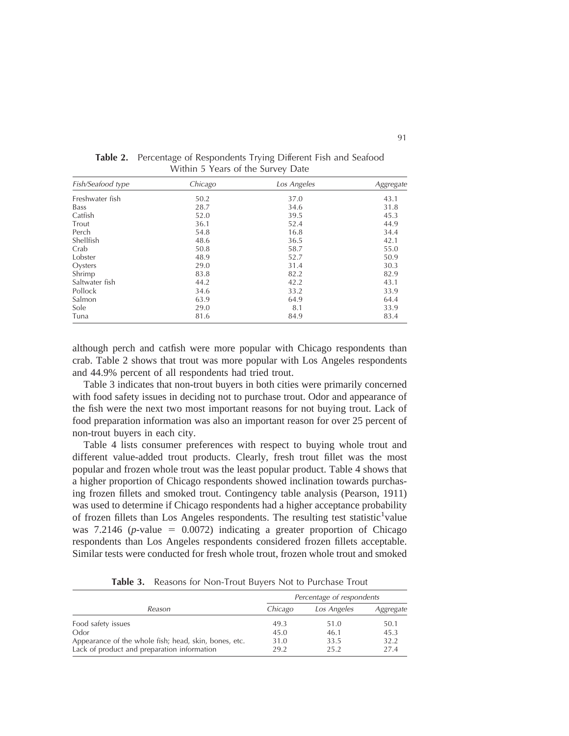**Table 2.** Percentage of Respondents Trying Different Fish and Seafood Within 5 Years of the Survey Date

| *Fish/Seafood type* | *Chicago* | *Los Angeles* | *Aggregate* |
|---|---|---|---|
| Freshwater fish | 50.2 | 37.0 | 43.1 |
| Bass | 28.7 | 34.6 | 31.8 |
| Catfish | 52.0 | 39.5 | 45.3 |
| Trout | 36.1 | 52.4 | 44.9 |
| Perch | 54.8 | 16.8 | 34.4 |
| Shellfish | 48.6 | 36.5 | 42.1 |
| Crab | 50.8 | 58.7 | 55.0 |
| Lobster | 48.9 | 52.7 | 50.9 |
| Oysters | 29.0 | 31.4 | 30.3 |
| Shrimp | 83.8 | 82.2 | 82.9 |
| Saltwater fish | 44.2 | 42.2 | 43.1 |
| Pollock | 34.6 | 33.2 | 33.9 |
| Salmon | 63.9 | 64.9 | 64.4 |
| Sole | 29.0 | 8.1 | 33.9 |
| Tuna | 81.6 | 84.9 | 83.4 |

although perch and catfish were more popular with Chicago respondents than crab. Table 2 shows that trout was more popular with Los Angeles respondents and 44.9% percent of all respondents had tried trout.

Table 3 indicates that non-trout buyers in both cities were primarily concerned with food safety issues in deciding not to purchase trout. Odor and appearance of the fish were the next two most important reasons for not buying trout. Lack of food preparation information was also an important reason for over 25 percent of non-trout buyers in each city.

Table 4 lists consumer preferences with respect to buying whole trout and different value-added trout products. Clearly, fresh trout fillet was the most popular and frozen whole trout was the least popular product. Table 4 shows that a higher proportion of Chicago respondents showed inclination towards purchasing frozen fillets and smoked trout. Contingency table analysis (Pearson, 1911) was used to determine if Chicago respondents had a higher acceptance probability of frozen fillets than Los Angeles respondents. The resulting test statistic[1]value was 7.2146 ($p$-value $= 0.0072$) indicating a greater proportion of Chicago respondents than Los Angeles respondents considered frozen fillets acceptable. Similar tests were conducted for fresh whole trout, frozen whole trout and smoked

**Table 3.** Reasons for Non-Trout Buyers Not to Purchase Trout

| | *Percentage of respondents* | | |
|---|---|---|---|
| *Reason* | *Chicago* | *Los Angeles* | *Aggregate* |
| Food safety issues | 49.3 | 51.0 | 50.1 |
| Odor | 45.0 | 46.1 | 45.3 |
| Appearance of the whole fish; head, skin, bones, etc. | 31.0 | 33.5 | 32.2 |
| Lack of product and preparation information | 29.2 | 25.2 | 27.4 |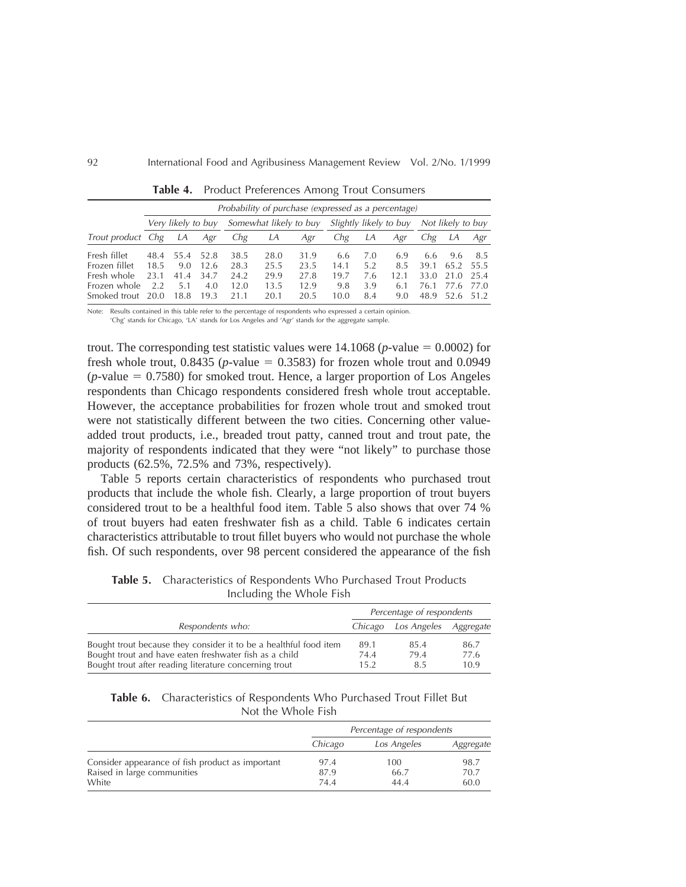**Table 4.** Product Preferences Among Trout Consumers

| | Probability of purchase (expressed as a percentage) | | | | | | | | | | | |
|---|---|---|---|---|---|---|---|---|---|---|---|---|
| | *Very likely to buy* | | | *Somewhat likely to buy* | | | *Slightly likely to buy* | | | *Not likely to buy* | | |
| *Trout product* | *Chg* | *LA* | *Agr* | *Chg* | *LA* | *Agr* | *Chg* | *LA* | *Agr* | *Chg* | *LA* | *Agr* |
| Fresh fillet | 48.4 | 55.4 | 52.8 | 38.5 | 28.0 | 31.9 | 6.6 | 7.0 | 6.9 | 6.6 | 9.6 | 8.5 |
| Frozen fillet | 18.5 | 9.0 | 12.6 | 28.3 | 25.5 | 23.5 | 14.1 | 5.2 | 8.5 | 39.1 | 65.2 | 55.5 |
| Fresh whole | 23.1 | 41.4 | 34.7 | 24.2 | 29.9 | 27.8 | 19.7 | 7.6 | 12.1 | 33.0 | 21.0 | 25.4 |
| Frozen whole | 2.2 | 5.1 | 4.0 | 12.0 | 13.5 | 12.9 | 9.8 | 3.9 | 6.1 | 76.1 | 77.6 | 77.0 |
| Smoked trout | 20.0 | 18.8 | 19.3 | 21.1 | 20.1 | 20.5 | 10.0 | 8.4 | 9.0 | 48.9 | 52.6 | 51.2 |

Note: Results contained in this table refer to the percentage of respondents who expressed a certain opinion.
'Chg' stands for Chicago, 'LA' stands for Los Angeles and 'Agr' stands for the aggregate sample.

trout. The corresponding test statistic values were 14.1068 ($p$-value $= 0.0002$) for fresh whole trout, 0.8435 ($p$-value $= 0.3583$) for frozen whole trout and 0.0949 ($p$-value $= 0.7580$) for smoked trout. Hence, a larger proportion of Los Angeles respondents than Chicago respondents considered fresh whole trout acceptable. However, the acceptance probabilities for frozen whole trout and smoked trout were not statistically different between the two cities. Concerning other value-added trout products, i.e., breaded trout patty, canned trout and trout pate, the majority of respondents indicated that they were "not likely" to purchase those products (62.5%, 72.5% and 73%, respectively).

Table 5 reports certain characteristics of respondents who purchased trout products that include the whole fish. Clearly, a large proportion of trout buyers considered trout to be a healthful food item. Table 5 also shows that over 74 % of trout buyers had eaten freshwater fish as a child. Table 6 indicates certain characteristics attributable to trout fillet buyers who would not purchase the whole fish. Of such respondents, over 98 percent considered the appearance of the fish

**Table 5.** Characteristics of Respondents Who Purchased Trout Products Including the Whole Fish

| | *Percentage of respondents* | | |
|---|---|---|---|
| *Respondents who:* | *Chicago* | *Los Angeles* | *Aggregate* |
| Bought trout because they consider it to be a healthful food item | 89.1 | 85.4 | 86.7 |
| Bought trout and have eaten freshwater fish as a child | 74.4 | 79.4 | 77.6 |
| Bought trout after reading literature concerning trout | 15.2 | 8.5 | 10.9 |

**Table 6.** Characteristics of Respondents Who Purchased Trout Fillet But Not the Whole Fish

| | *Percentage of respondents* | | |
|---|---|---|---|
| | *Chicago* | *Los Angeles* | *Aggregate* |
| Consider appearance of fish product as important | 97.4 | 100 | 98.7 |
| Raised in large communities | 87.9 | 66.7 | 70.7 |
| White | 74.4 | 44.4 | 60.0 |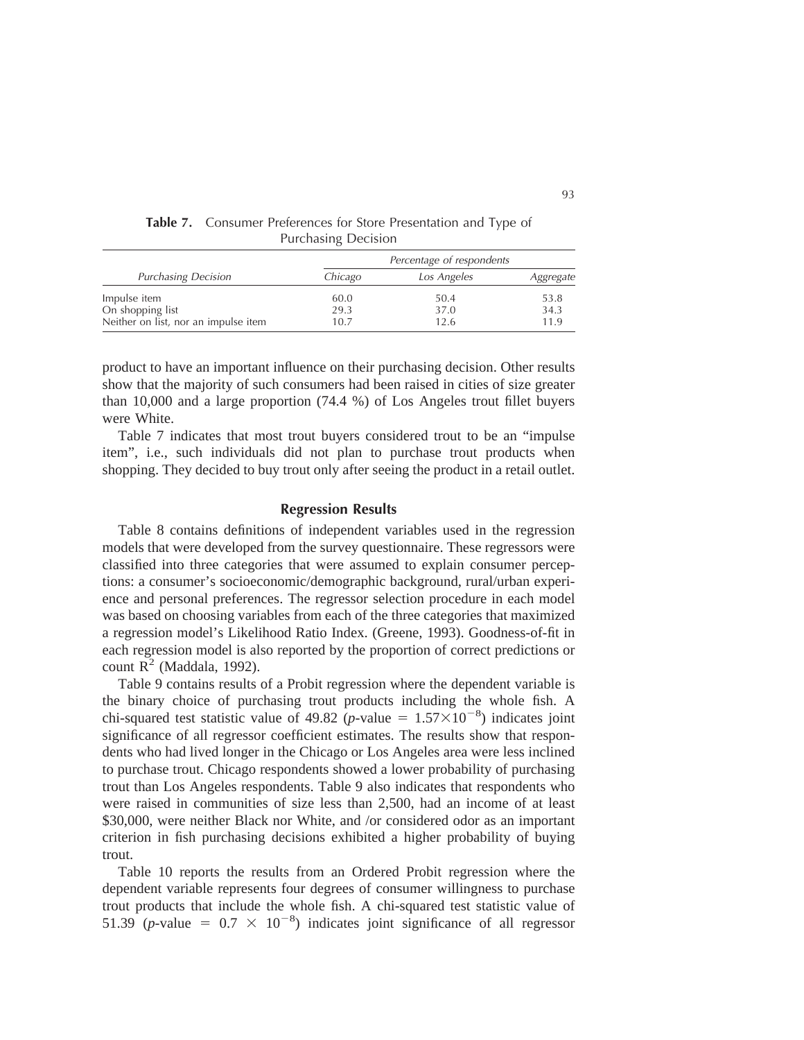**Table 7.** Consumer Preferences for Store Presentation and Type of Purchasing Decision

| | Percentage of respondents | | |
|---|---|---|---|
| *Purchasing Decision* | *Chicago* | *Los Angeles* | *Aggregate* |
| Impulse item | 60.0 | 50.4 | 53.8 |
| On shopping list | 29.3 | 37.0 | 34.3 |
| Neither on list, nor an impulse item | 10.7 | 12.6 | 11.9 |

product to have an important influence on their purchasing decision. Other results show that the majority of such consumers had been raised in cities of size greater than 10,000 and a large proportion (74.4 %) of Los Angeles trout fillet buyers were White.

Table 7 indicates that most trout buyers considered trout to be an "impulse item", i.e., such individuals did not plan to purchase trout products when shopping. They decided to buy trout only after seeing the product in a retail outlet.

## Regression Results

Table 8 contains definitions of independent variables used in the regression models that were developed from the survey questionnaire. These regressors were classified into three categories that were assumed to explain consumer perceptions: a consumer's socioeconomic/demographic background, rural/urban experience and personal preferences. The regressor selection procedure in each model was based on choosing variables from each of the three categories that maximized a regression model's Likelihood Ratio Index. (Greene, 1993). Goodness-of-fit in each regression model is also reported by the proportion of correct predictions or count $R^2$ (Maddala, 1992).

Table 9 contains results of a Probit regression where the dependent variable is the binary choice of purchasing trout products including the whole fish. A chi-squared test statistic value of 49.82 ($p$-value $= 1.57 \times 10^{-8}$) indicates joint significance of all regressor coefficient estimates. The results show that respondents who had lived longer in the Chicago or Los Angeles area were less inclined to purchase trout. Chicago respondents showed a lower probability of purchasing trout than Los Angeles respondents. Table 9 also indicates that respondents who were raised in communities of size less than 2,500, had an income of at least $30,000, were neither Black nor White, and /or considered odor as an important criterion in fish purchasing decisions exhibited a higher probability of buying trout.

Table 10 reports the results from an Ordered Probit regression where the dependent variable represents four degrees of consumer willingness to purchase trout products that include the whole fish. A chi-squared test statistic value of 51.39 ($p$-value $= 0.7 \times 10^{-8}$) indicates joint significance of all regressor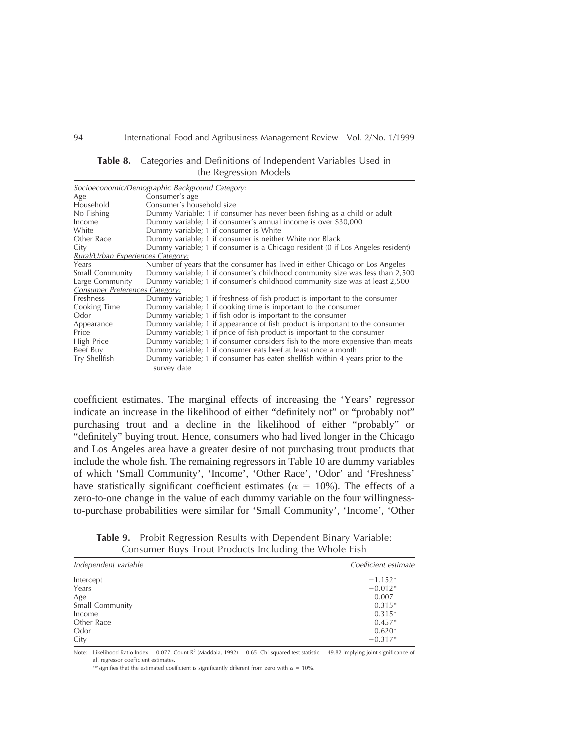**Table 8.** Categories and Definitions of Independent Variables Used in the Regression Models

| | |
|---|---|
| *Socioeconomic/Demographic Background Category:* | |
| Age | Consumer's age |
| Household | Consumer's household size |
| No Fishing | Dummy Variable; 1 if consumer has never been fishing as a child or adult |
| Income | Dummy variable; 1 if consumer's annual income is over $30,000 |
| White | Dummy variable; 1 if consumer is White |
| Other Race | Dummy variable; 1 if consumer is neither White nor Black |
| City | Dummy variable; 1 if consumer is a Chicago resident (0 if Los Angeles resident) |
| *Rural/Urban Experiences Category:* | |
| Years | Number of years that the consumer has lived in either Chicago or Los Angeles |
| Small Community | Dummy variable; 1 if consumer's childhood community size was less than 2,500 |
| Large Community | Dummy variable; 1 if consumer's childhood community size was at least 2,500 |
| *Consumer Preferences Category:* | |
| Freshness | Dummy variable; 1 if freshness of fish product is important to the consumer |
| Cooking Time | Dummy variable; 1 if cooking time is important to the consumer |
| Odor | Dummy variable; 1 if fish odor is important to the consumer |
| Appearance | Dummy variable; 1 if appearance of fish product is important to the consumer |
| Price | Dummy variable; 1 if price of fish product is important to the consumer |
| High Price | Dummy variable; 1 if consumer considers fish to the more expensive than meats |
| Beef Buy | Dummy variable; 1 if consumer eats beef at least once a month |
| Try Shellfish | Dummy variable; 1 if consumer has eaten shellfish within 4 years prior to the survey date |

coefficient estimates. The marginal effects of increasing the 'Years' regressor indicate an increase in the likelihood of either "definitely not" or "probably not" purchasing trout and a decline in the likelihood of either "probably" or "definitely" buying trout. Hence, consumers who had lived longer in the Chicago and Los Angeles area have a greater desire of not purchasing trout products that include the whole fish. The remaining regressors in Table 10 are dummy variables of which 'Small Community', 'Income', 'Other Race', 'Odor' and 'Freshness' have statistically significant coefficient estimates ($\alpha = 10\%$). The effects of a zero-to-one change in the value of each dummy variable on the four willingness-to-purchase probabilities were similar for 'Small Community', 'Income', 'Other

**Table 9.** Probit Regression Results with Dependent Binary Variable: Consumer Buys Trout Products Including the Whole Fish

| *Independent variable* | *Coefficient estimate* |
|---|---|
| Intercept | −1.152* |
| Years | −0.012* |
| Age | 0.007 |
| Small Community | 0.315* |
| Income | 0.315* |
| Other Race | 0.457* |
| Odor | 0.620* |
| City | −0.317* |

Note: Likelihood Ratio Index = 0.077. Count $R^2$ (Maddala, 1992) = 0.65. Chi-squared test statistic = 49.82 implying joint significance of all regressor coefficient estimates.

'*' signifies that the estimated coefficient is significantly different from zero with $\alpha = 10\%$.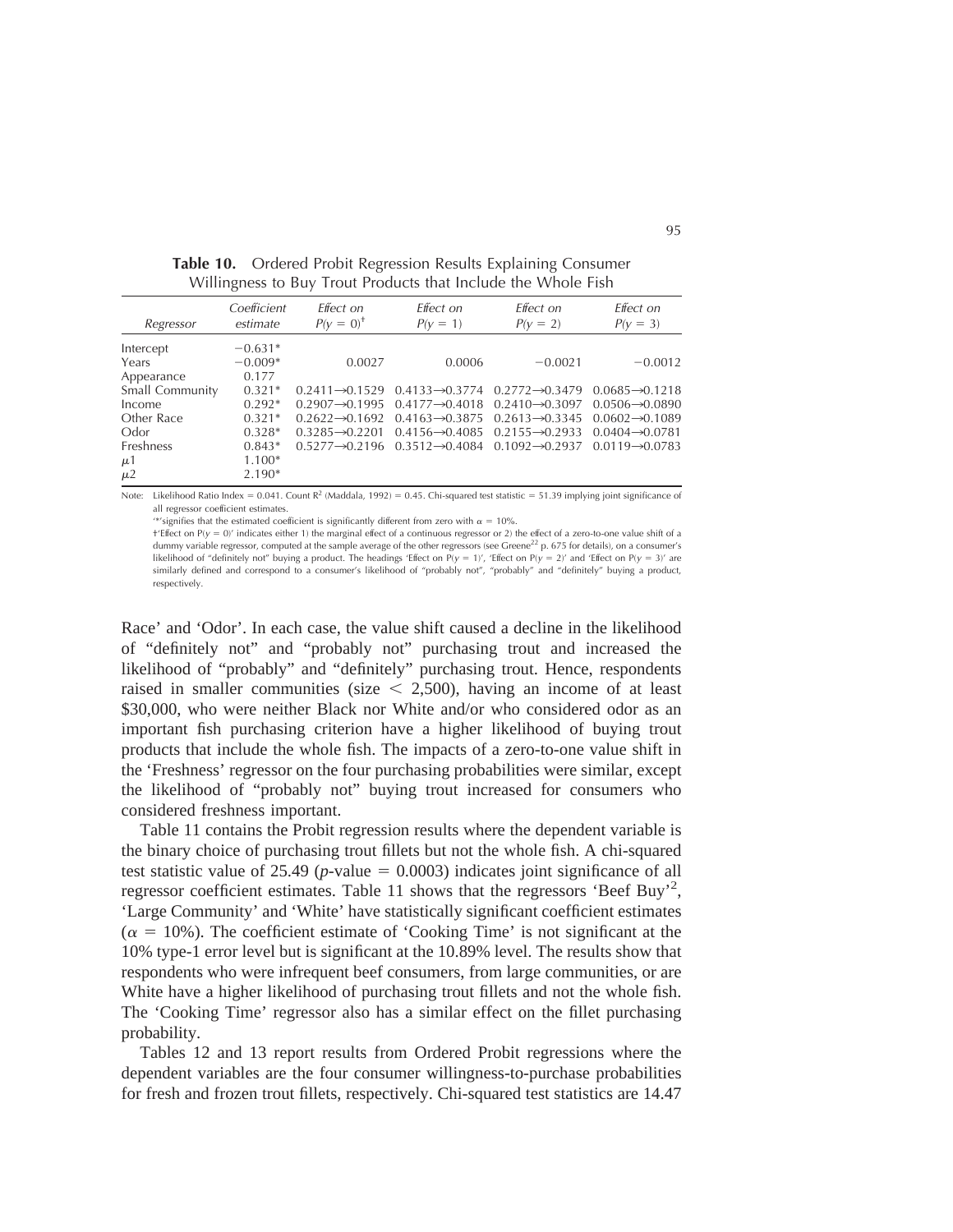**Table 10.** Ordered Probit Regression Results Explaining Consumer Willingness to Buy Trout Products that Include the Whole Fish

| *Regressor* | *Coefficient estimate* | *Effect on* $P(y = 0)^{\dagger}$ | *Effect on* $P(y = 1)$ | *Effect on* $P(y = 2)$ | *Effect on* $P(y = 3)$ |
|---|---|---|---|---|---|
| Intercept | −0.631* | | | | |
| Years | −0.009* | 0.0027 | 0.0006 | −0.0021 | −0.0012 |
| Appearance | 0.177 | | | | |
| Small Community | 0.321* | 0.2411→0.1529 | 0.4133→0.3774 | 0.2772→0.3479 | 0.0685→0.1218 |
| Income | 0.292* | 0.2907→0.1995 | 0.4177→0.4018 | 0.2410→0.3097 | 0.0506→0.0890 |
| Other Race | 0.321* | 0.2622→0.1692 | 0.4163→0.3875 | 0.2613→0.3345 | 0.0602→0.1089 |
| Odor | 0.328* | 0.3285→0.2201 | 0.4156→0.4085 | 0.2155→0.2933 | 0.0404→0.0781 |
| Freshness | 0.843* | 0.5277→0.2196 | 0.3512→0.4084 | 0.1092→0.2937 | 0.0119→0.0783 |
| $\mu 1$ | 1.100* | | | | |
| $\mu 2$ | 2.190* | | | | |

Note: Likelihood Ratio Index = 0.041. Count $R^2$ (Maddala, 1992) = 0.45. Chi-squared test statistic = 51.39 implying joint significance of all regressor coefficient estimates.

'*' signifies that the estimated coefficient is significantly different from zero with $\alpha = 10\%$.

† 'Effect on $P(y = 0)$' indicates either 1) the marginal effect of a continuous regressor or 2) the effect of a zero-to-one value shift of a dummy variable regressor, computed at the sample average of the other regressors (see Greene[22] p. 675 for details), on a consumer's likelihood of "definitely not" buying a product. The headings 'Effect on $P(y = 1)$', 'Effect on $P(y = 2)$' and 'Effect on $P(y = 3)$' are similarly defined and correspond to a consumer's likelihood of "probably not", "probably" and "definitely" buying a product, respectively.

Race' and 'Odor'. In each case, the value shift caused a decline in the likelihood of "definitely not" and "probably not" purchasing trout and increased the likelihood of "probably" and "definitely" purchasing trout. Hence, respondents raised in smaller communities (size < 2,500), having an income of at least \$30,000, who were neither Black nor White and/or who considered odor as an important fish purchasing criterion have a higher likelihood of buying trout products that include the whole fish. The impacts of a zero-to-one value shift in the 'Freshness' regressor on the four purchasing probabilities were similar, except the likelihood of "probably not" buying trout increased for consumers who considered freshness important.

Table 11 contains the Probit regression results where the dependent variable is the binary choice of purchasing trout fillets but not the whole fish. A chi-squared test statistic value of 25.49 ($p$-value = 0.0003) indicates joint significance of all regressor coefficient estimates. Table 11 shows that the regressors 'Beef Buy'[2], 'Large Community' and 'White' have statistically significant coefficient estimates ($\alpha = 10\%$). The coefficient estimate of 'Cooking Time' is not significant at the 10% type-1 error level but is significant at the 10.89% level. The results show that respondents who were infrequent beef consumers, from large communities, or are White have a higher likelihood of purchasing trout fillets and not the whole fish. The 'Cooking Time' regressor also has a similar effect on the fillet purchasing probability.

Tables 12 and 13 report results from Ordered Probit regressions where the dependent variables are the four consumer willingness-to-purchase probabilities for fresh and frozen trout fillets, respectively. Chi-squared test statistics are 14.47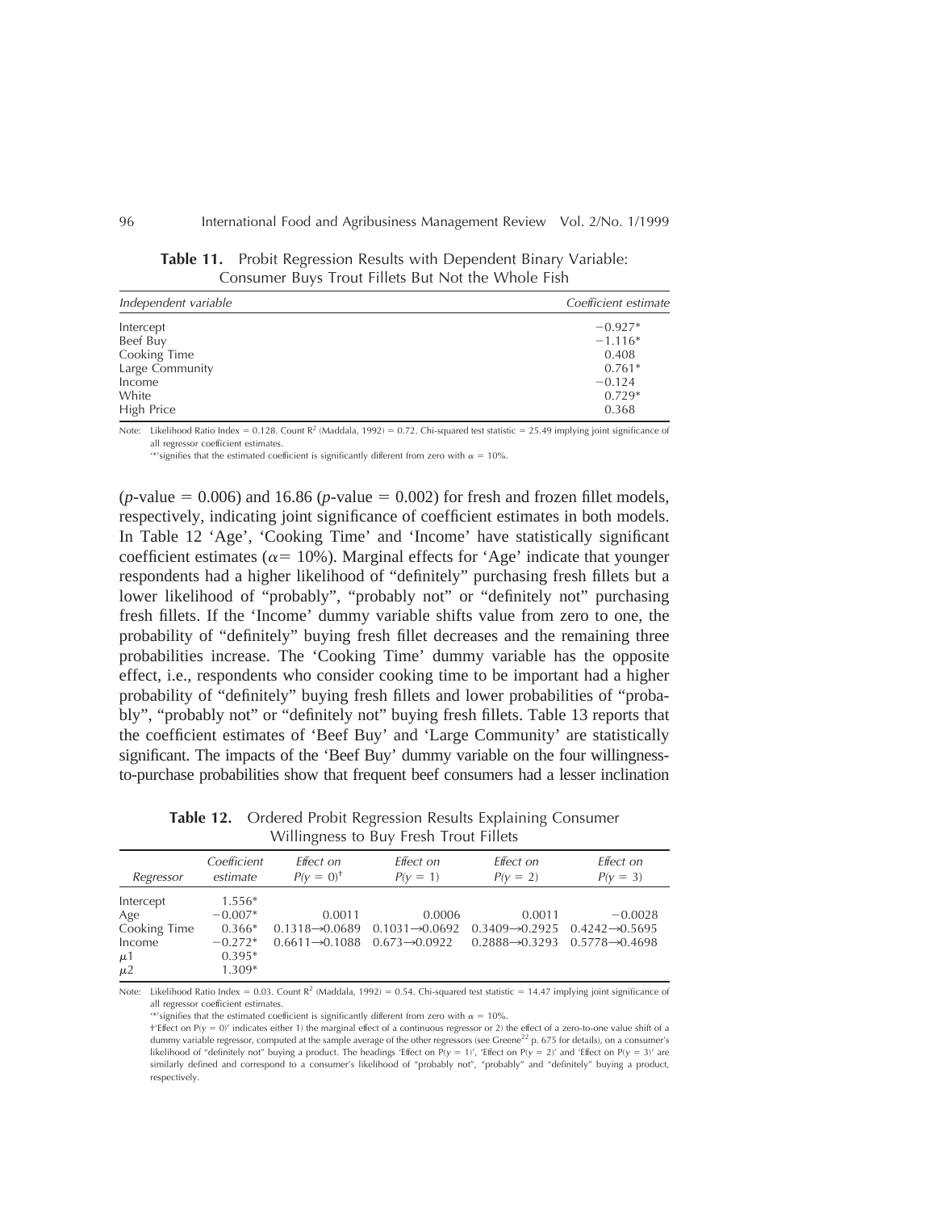**Table 11.** Probit Regression Results with Dependent Binary Variable: Consumer Buys Trout Fillets But Not the Whole Fish

| *Independent variable* | *Coefficient estimate* |
|---|---|
| Intercept | −0.927* |
| Beef Buy | −1.116* |
| Cooking Time | 0.408 |
| Large Community | 0.761* |
| Income | −0.124 |
| White | 0.729* |
| High Price | 0.368 |

Note: Likelihood Ratio Index = 0.128. Count $R^2$ (Maddala, 1992) = 0.72. Chi-squared test statistic = 25.49 implying joint significance of all regressor coefficient estimates.

'*'signifies that the estimated coefficient is significantly different from zero with $\alpha = 10\%$.

($p$-value = 0.006) and 16.86 ($p$-value = 0.002) for fresh and frozen fillet models, respectively, indicating joint significance of coefficient estimates in both models. In Table 12 'Age', 'Cooking Time' and 'Income' have statistically significant coefficient estimates ($\alpha = 10\%$). Marginal effects for 'Age' indicate that younger respondents had a higher likelihood of "definitely" purchasing fresh fillets but a lower likelihood of "probably", "probably not" or "definitely not" purchasing fresh fillets. If the 'Income' dummy variable shifts value from zero to one, the probability of "definitely" buying fresh fillet decreases and the remaining three probabilities increase. The 'Cooking Time' dummy variable has the opposite effect, i.e., respondents who consider cooking time to be important had a higher probability of "definitely" buying fresh fillets and lower probabilities of "probably", "probably not" or "definitely not" buying fresh fillets. Table 13 reports that the coefficient estimates of 'Beef Buy' and 'Large Community' are statistically significant. The impacts of the 'Beef Buy' dummy variable on the four willingness-to-purchase probabilities show that frequent beef consumers had a lesser inclination

**Table 12.** Ordered Probit Regression Results Explaining Consumer Willingness to Buy Fresh Trout Fillets

| *Regressor* | *Coefficient estimate* | *Effect on* $P(y = 0)^{\dagger}$ | *Effect on* $P(y = 1)$ | *Effect on* $P(y = 2)$ | *Effect on* $P(y = 3)$ |
|---|---|---|---|---|---|
| Intercept | 1.556* | | | | |
| Age | −0.007* | 0.0011 | 0.0006 | 0.0011 | −0.0028 |
| Cooking Time | 0.366* | 0.1318→0.0689 | 0.1031→0.0692 | 0.3409→0.2925 | 0.4242→0.5695 |
| Income | −0.272* | 0.6611→0.1088 | 0.673→0.0922 | 0.2888→0.3293 | 0.5778→0.4698 |
| $\mu 1$ | 0.395* | | | | |
| $\mu 2$ | 1.309* | | | | |

Note: Likelihood Ratio Index = 0.03. Count $R^2$ (Maddala, 1992) = 0.54. Chi-squared test statistic = 14.47 implying joint significance of all regressor coefficient estimates.

'*'signifies that the estimated coefficient is significantly different from zero with $\alpha = 10\%$.

†'Effect on $P(y = 0)$' indicates either 1) the marginal effect of a continuous regressor or 2) the effect of a zero-to-one value shift of a dummy variable regressor, computed at the sample average of the other regressors (see Greene[22] p. 675 for details), on a consumer's likelihood of "definitely not" buying a product. The headings 'Effect on $P(y = 1)$', 'Effect on $P(y = 2)$' and 'Effect on $P(y = 3)$' are similarly defined and correspond to a consumer's likelihood of "probably not", "probably" and "definitely" buying a product, respectively.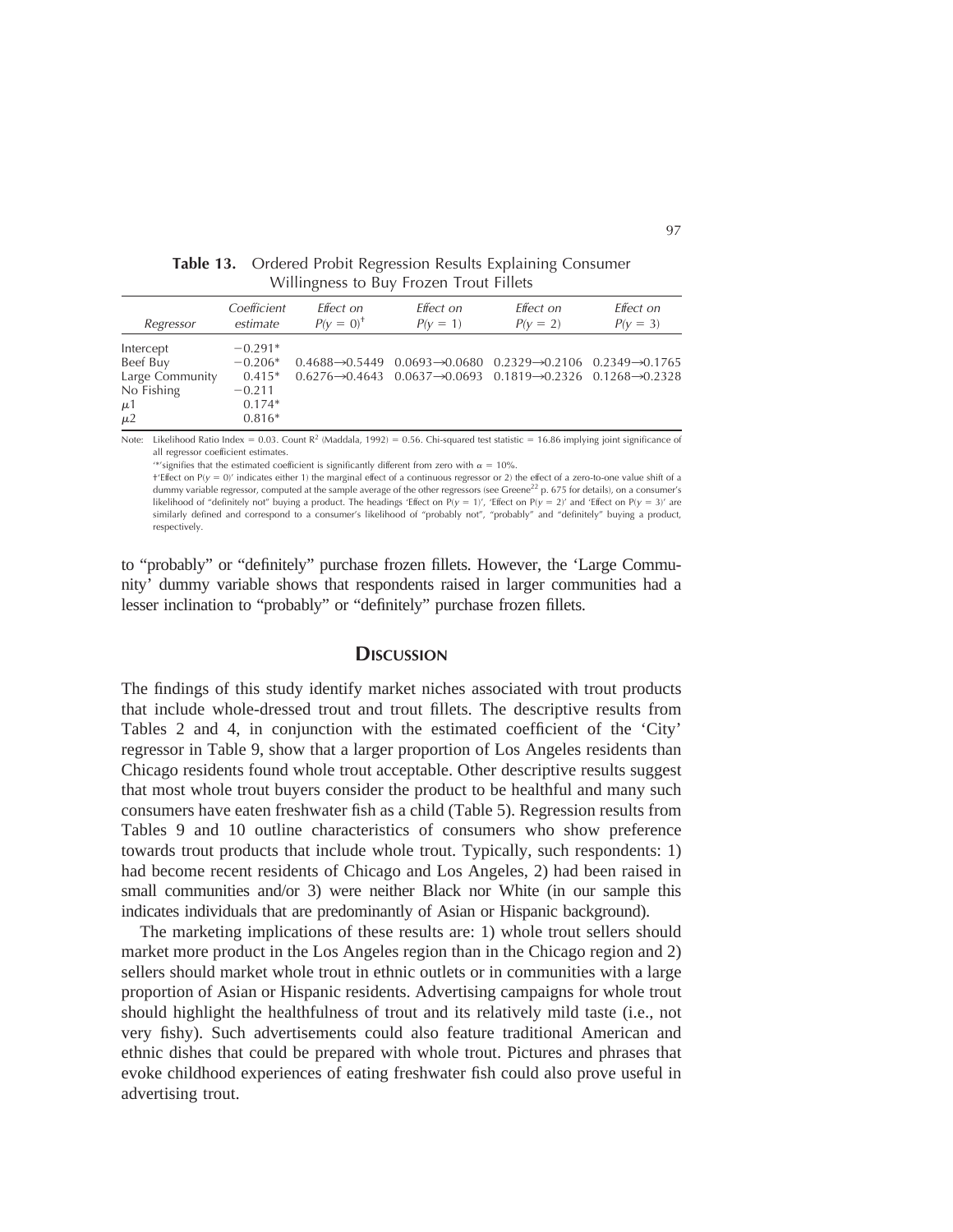**Table 13.** Ordered Probit Regression Results Explaining Consumer Willingness to Buy Frozen Trout Fillets

| Regressor | Coefficient estimate | Effect on $P(y = 0)^{\dagger}$ | Effect on $P(y = 1)$ | Effect on $P(y = 2)$ | Effect on $P(y = 3)$ |
|---|---|---|---|---|---|
| Intercept | −0.291* | | | | |
| Beef Buy | −0.206* | 0.4688→0.5449 | 0.0693→0.0680 | 0.2329→0.2106 | 0.2349→0.1765 |
| Large Community | 0.415* | 0.6276→0.4643 | 0.0637→0.0693 | 0.1819→0.2326 | 0.1268→0.2328 |
| No Fishing | −0.211 | | | | |
| $\mu 1$ | 0.174* | | | | |
| $\mu 2$ | 0.816* | | | | |

Note: Likelihood Ratio Index = 0.03. Count $R^2$ (Maddala, 1992) = 0.56. Chi-squared test statistic = 16.86 implying joint significance of all regressor coefficient estimates.

'*' signifies that the estimated coefficient is significantly different from zero with $\alpha = 10\%$.

†'Effect on $P(y = 0)$' indicates either 1) the marginal effect of a continuous regressor or 2) the effect of a zero-to-one value shift of a dummy variable regressor, computed at the sample average of the other regressors (see Greene[22] p. 675 for details), on a consumer's likelihood of "definitely not" buying a product. The headings 'Effect on $P(y = 1)$', 'Effect on $P(y = 2)$' and 'Effect on $P(y = 3)$' are similarly defined and correspond to a consumer's likelihood of "probably not", "probably" and "definitely" buying a product, respectively.

to "probably" or "definitely" purchase frozen fillets. However, the 'Large Community' dummy variable shows that respondents raised in larger communities had a lesser inclination to "probably" or "definitely" purchase frozen fillets.

## Discussion

The findings of this study identify market niches associated with trout products that include whole-dressed trout and trout fillets. The descriptive results from Tables 2 and 4, in conjunction with the estimated coefficient of the 'City' regressor in Table 9, show that a larger proportion of Los Angeles residents than Chicago residents found whole trout acceptable. Other descriptive results suggest that most whole trout buyers consider the product to be healthful and many such consumers have eaten freshwater fish as a child (Table 5). Regression results from Tables 9 and 10 outline characteristics of consumers who show preference towards trout products that include whole trout. Typically, such respondents: 1) had become recent residents of Chicago and Los Angeles, 2) had been raised in small communities and/or 3) were neither Black nor White (in our sample this indicates individuals that are predominantly of Asian or Hispanic background).

The marketing implications of these results are: 1) whole trout sellers should market more product in the Los Angeles region than in the Chicago region and 2) sellers should market whole trout in ethnic outlets or in communities with a large proportion of Asian or Hispanic residents. Advertising campaigns for whole trout should highlight the healthfulness of trout and its relatively mild taste (i.e., not very fishy). Such advertisements could also feature traditional American and ethnic dishes that could be prepared with whole trout. Pictures and phrases that evoke childhood experiences of eating freshwater fish could also prove useful in advertising trout.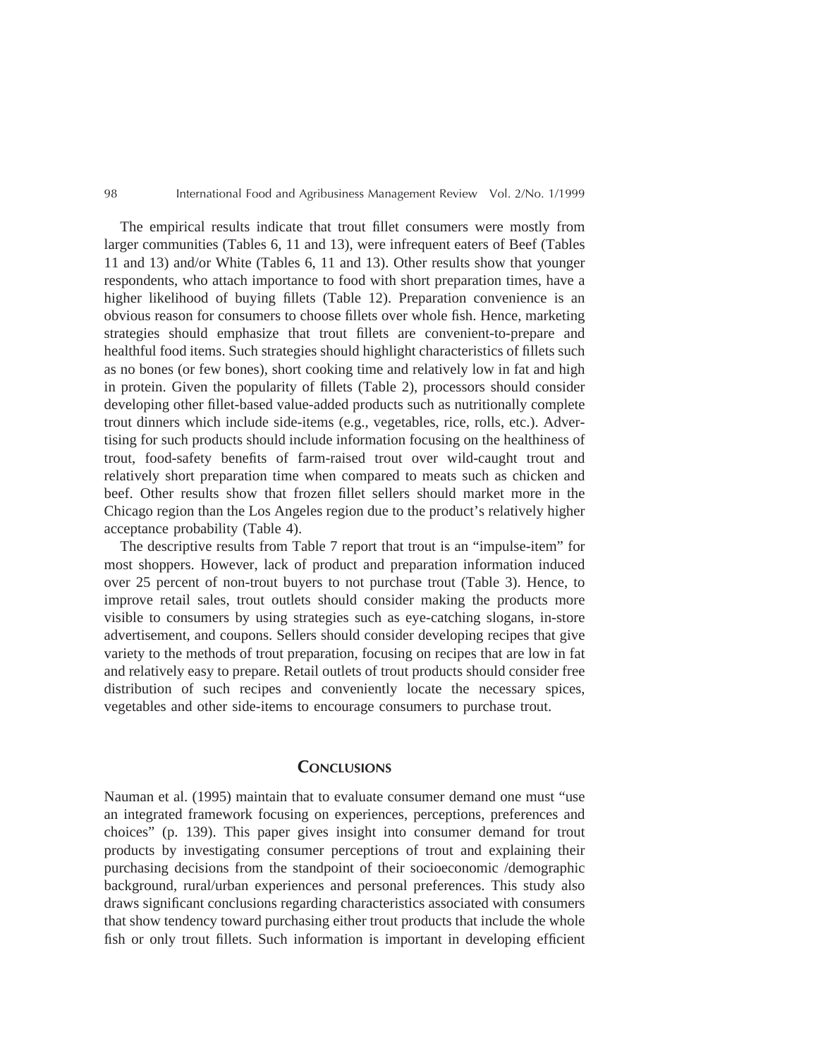The empirical results indicate that trout fillet consumers were mostly from larger communities (Tables 6, 11 and 13), were infrequent eaters of Beef (Tables 11 and 13) and/or White (Tables 6, 11 and 13). Other results show that younger respondents, who attach importance to food with short preparation times, have a higher likelihood of buying fillets (Table 12). Preparation convenience is an obvious reason for consumers to choose fillets over whole fish. Hence, marketing strategies should emphasize that trout fillets are convenient-to-prepare and healthful food items. Such strategies should highlight characteristics of fillets such as no bones (or few bones), short cooking time and relatively low in fat and high in protein. Given the popularity of fillets (Table 2), processors should consider developing other fillet-based value-added products such as nutritionally complete trout dinners which include side-items (e.g., vegetables, rice, rolls, etc.). Advertising for such products should include information focusing on the healthiness of trout, food-safety benefits of farm-raised trout over wild-caught trout and relatively short preparation time when compared to meats such as chicken and beef. Other results show that frozen fillet sellers should market more in the Chicago region than the Los Angeles region due to the product's relatively higher acceptance probability (Table 4).

The descriptive results from Table 7 report that trout is an "impulse-item" for most shoppers. However, lack of product and preparation information induced over 25 percent of non-trout buyers to not purchase trout (Table 3). Hence, to improve retail sales, trout outlets should consider making the products more visible to consumers by using strategies such as eye-catching slogans, in-store advertisement, and coupons. Sellers should consider developing recipes that give variety to the methods of trout preparation, focusing on recipes that are low in fat and relatively easy to prepare. Retail outlets of trout products should consider free distribution of such recipes and conveniently locate the necessary spices, vegetables and other side-items to encourage consumers to purchase trout.

## Conclusions

Nauman et al. (1995) maintain that to evaluate consumer demand one must "use an integrated framework focusing on experiences, perceptions, preferences and choices" (p. 139). This paper gives insight into consumer demand for trout products by investigating consumer perceptions of trout and explaining their purchasing decisions from the standpoint of their socioeconomic /demographic background, rural/urban experiences and personal preferences. This study also draws significant conclusions regarding characteristics associated with consumers that show tendency toward purchasing either trout products that include the whole fish or only trout fillets. Such information is important in developing efficient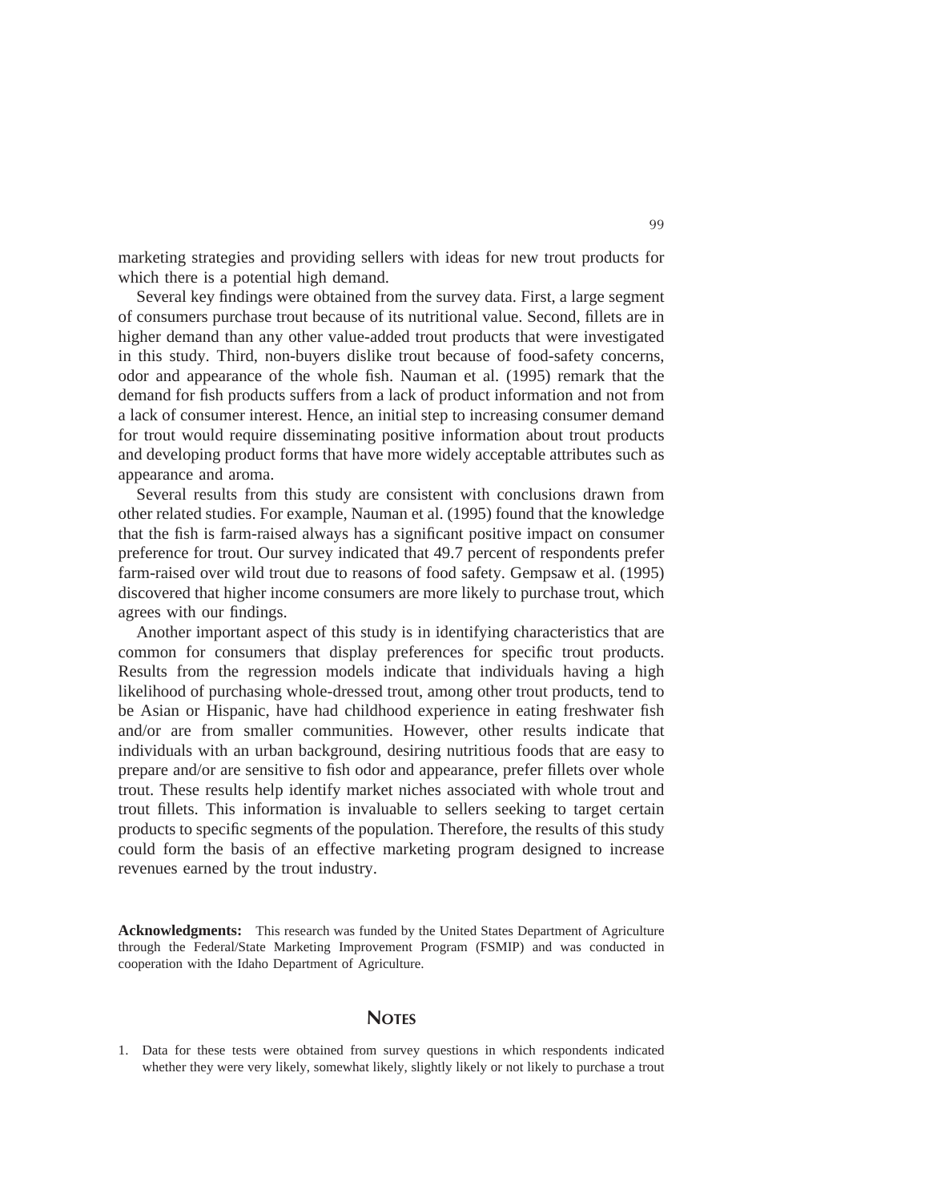marketing strategies and providing sellers with ideas for new trout products for which there is a potential high demand.

Several key findings were obtained from the survey data. First, a large segment of consumers purchase trout because of its nutritional value. Second, fillets are in higher demand than any other value-added trout products that were investigated in this study. Third, non-buyers dislike trout because of food-safety concerns, odor and appearance of the whole fish. Nauman et al. (1995) remark that the demand for fish products suffers from a lack of product information and not from a lack of consumer interest. Hence, an initial step to increasing consumer demand for trout would require disseminating positive information about trout products and developing product forms that have more widely acceptable attributes such as appearance and aroma.

Several results from this study are consistent with conclusions drawn from other related studies. For example, Nauman et al. (1995) found that the knowledge that the fish is farm-raised always has a significant positive impact on consumer preference for trout. Our survey indicated that 49.7 percent of respondents prefer farm-raised over wild trout due to reasons of food safety. Gempsaw et al. (1995) discovered that higher income consumers are more likely to purchase trout, which agrees with our findings.

Another important aspect of this study is in identifying characteristics that are common for consumers that display preferences for specific trout products. Results from the regression models indicate that individuals having a high likelihood of purchasing whole-dressed trout, among other trout products, tend to be Asian or Hispanic, have had childhood experience in eating freshwater fish and/or are from smaller communities. However, other results indicate that individuals with an urban background, desiring nutritious foods that are easy to prepare and/or are sensitive to fish odor and appearance, prefer fillets over whole trout. These results help identify market niches associated with whole trout and trout fillets. This information is invaluable to sellers seeking to target certain products to specific segments of the population. Therefore, the results of this study could form the basis of an effective marketing program designed to increase revenues earned by the trout industry.

**Acknowledgments:** This research was funded by the United States Department of Agriculture through the Federal/State Marketing Improvement Program (FSMIP) and was conducted in cooperation with the Idaho Department of Agriculture.

## NOTES

1. Data for these tests were obtained from survey questions in which respondents indicated whether they were very likely, somewhat likely, slightly likely or not likely to purchase a trout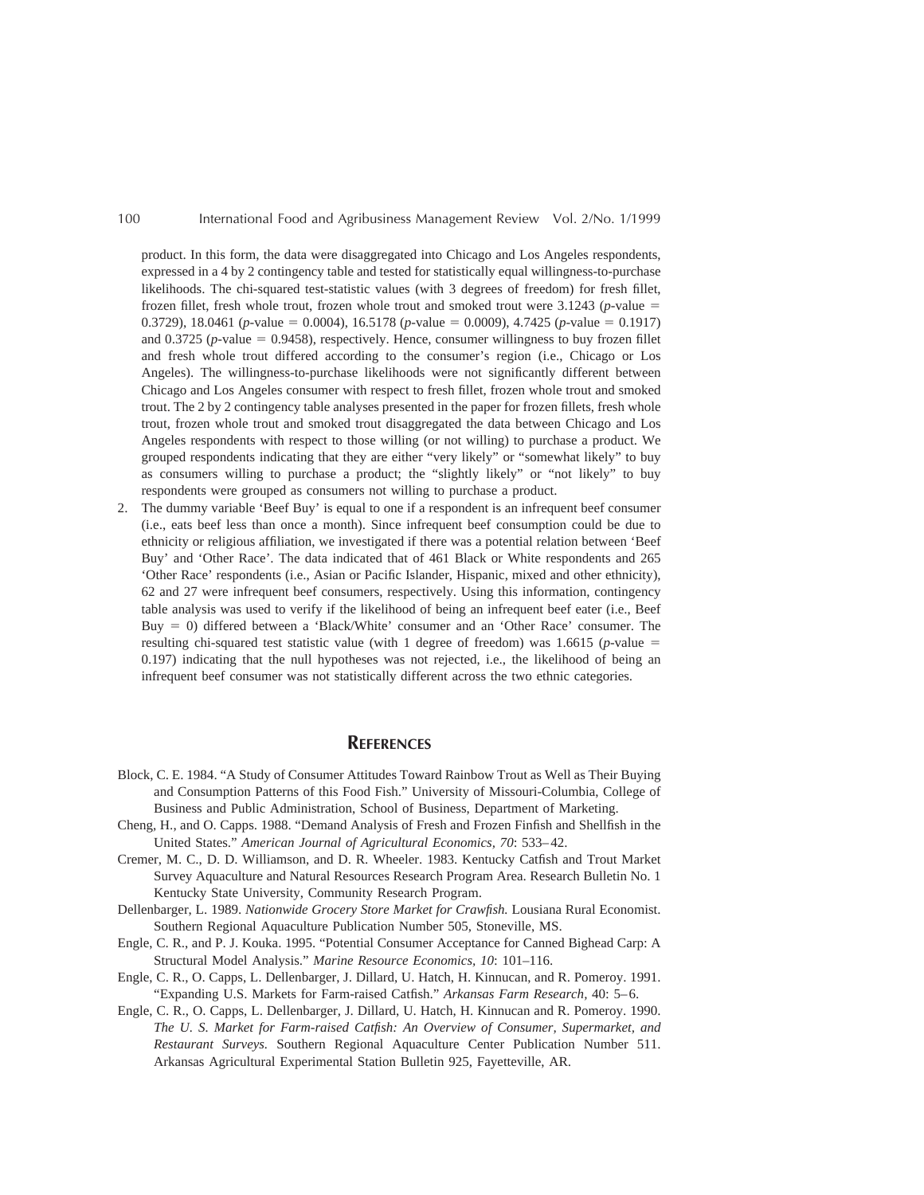product. In this form, the data were disaggregated into Chicago and Los Angeles respondents, expressed in a 4 by 2 contingency table and tested for statistically equal willingness-to-purchase likelihoods. The chi-squared test-statistic values (with 3 degrees of freedom) for fresh fillet, frozen fillet, fresh whole trout, frozen whole trout and smoked trout were 3.1243 ($p$-value = 0.3729), 18.0461 ($p$-value = 0.0004), 16.5178 ($p$-value = 0.0009), 4.7425 ($p$-value = 0.1917) and 0.3725 ($p$-value = 0.9458), respectively. Hence, consumer willingness to buy frozen fillet and fresh whole trout differed according to the consumer's region (i.e., Chicago or Los Angeles). The willingness-to-purchase likelihoods were not significantly different between Chicago and Los Angeles consumer with respect to fresh fillet, frozen whole trout and smoked trout. The 2 by 2 contingency table analyses presented in the paper for frozen fillets, fresh whole trout, frozen whole trout and smoked trout disaggregated the data between Chicago and Los Angeles respondents with respect to those willing (or not willing) to purchase a product. We grouped respondents indicating that they are either "very likely" or "somewhat likely" to buy as consumers willing to purchase a product; the "slightly likely" or "not likely" to buy respondents were grouped as consumers not willing to purchase a product.

2. The dummy variable 'Beef Buy' is equal to one if a respondent is an infrequent beef consumer (i.e., eats beef less than once a month). Since infrequent beef consumption could be due to ethnicity or religious affiliation, we investigated if there was a potential relation between 'Beef Buy' and 'Other Race'. The data indicated that of 461 Black or White respondents and 265 'Other Race' respondents (i.e., Asian or Pacific Islander, Hispanic, mixed and other ethnicity), 62 and 27 were infrequent beef consumers, respectively. Using this information, contingency table analysis was used to verify if the likelihood of being an infrequent beef eater (i.e., Beef Buy = 0) differed between a 'Black/White' consumer and an 'Other Race' consumer. The resulting chi-squared test statistic value (with 1 degree of freedom) was 1.6615 ($p$-value = 0.197) indicating that the null hypotheses was not rejected, i.e., the likelihood of being an infrequent beef consumer was not statistically different across the two ethnic categories.

## References

Block, C. E. 1984. "A Study of Consumer Attitudes Toward Rainbow Trout as Well as Their Buying and Consumption Patterns of this Food Fish." University of Missouri-Columbia, College of Business and Public Administration, School of Business, Department of Marketing.

Cheng, H., and O. Capps. 1988. "Demand Analysis of Fresh and Frozen Finfish and Shellfish in the United States." *American Journal of Agricultural Economics, 70*: 533–42.

Cremer, M. C., D. D. Williamson, and D. R. Wheeler. 1983. Kentucky Catfish and Trout Market Survey Aquaculture and Natural Resources Research Program Area. Research Bulletin No. 1 Kentucky State University, Community Research Program.

Dellenbarger, L. 1989. *Nationwide Grocery Store Market for Crawfish.* Lousiana Rural Economist. Southern Regional Aquaculture Publication Number 505, Stoneville, MS.

Engle, C. R., and P. J. Kouka. 1995. "Potential Consumer Acceptance for Canned Bighead Carp: A Structural Model Analysis." *Marine Resource Economics, 10*: 101–116.

Engle, C. R., O. Capps, L. Dellenbarger, J. Dillard, U. Hatch, H. Kinnucan, and R. Pomeroy. 1991. "Expanding U.S. Markets for Farm-raised Catfish." *Arkansas Farm Research,* 40: 5–6.

Engle, C. R., O. Capps, L. Dellenbarger, J. Dillard, U. Hatch, H. Kinnucan and R. Pomeroy. 1990. *The U. S. Market for Farm-raised Catfish: An Overview of Consumer, Supermarket, and Restaurant Surveys.* Southern Regional Aquaculture Center Publication Number 511. Arkansas Agricultural Experimental Station Bulletin 925, Fayetteville, AR.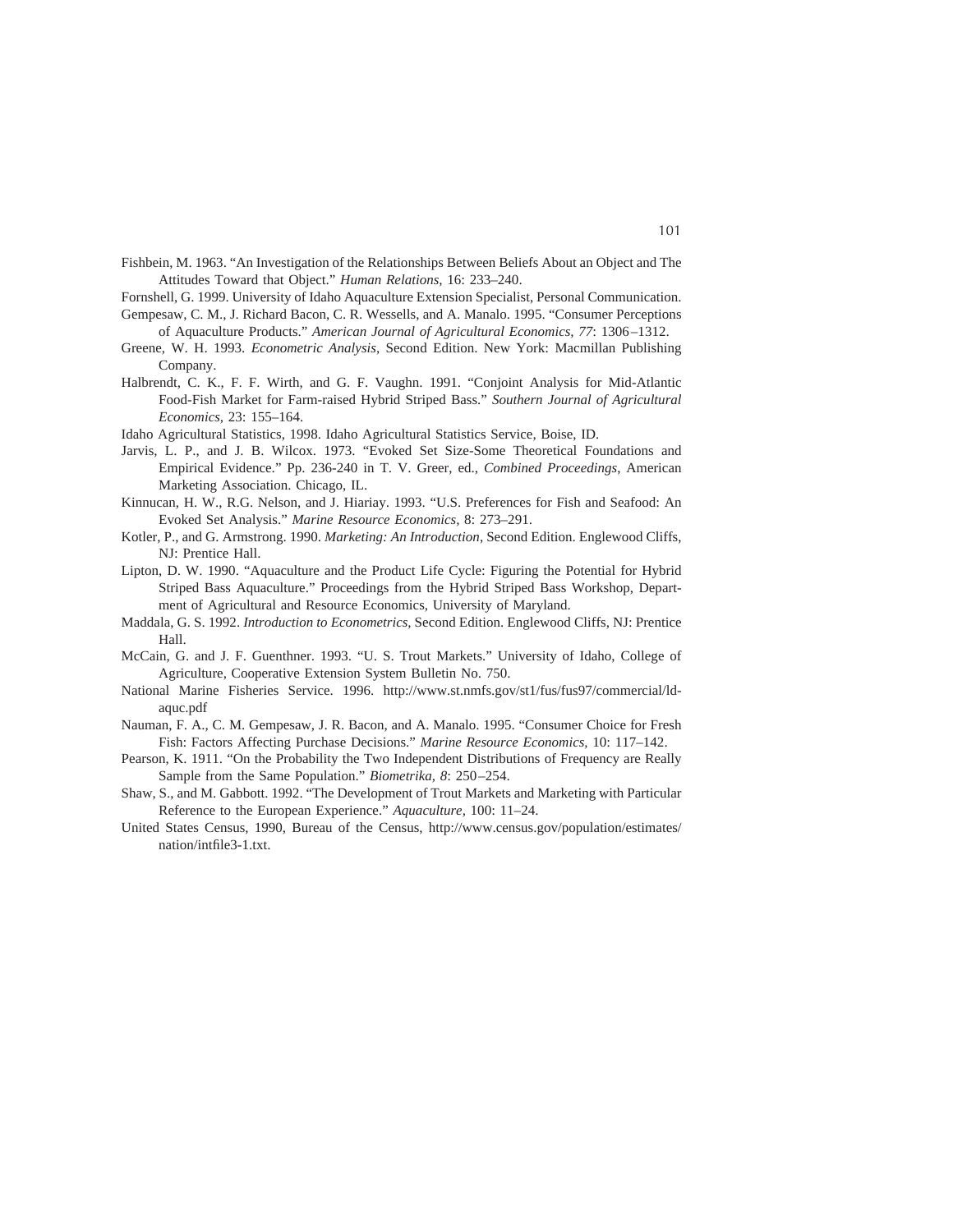Fishbein, M. 1963. "An Investigation of the Relationships Between Beliefs About an Object and The Attitudes Toward that Object." *Human Relations*, 16: 233–240.

Fornshell, G. 1999. University of Idaho Aquaculture Extension Specialist, Personal Communication.

Gempesaw, C. M., J. Richard Bacon, C. R. Wessells, and A. Manalo. 1995. "Consumer Perceptions of Aquaculture Products." *American Journal of Agricultural Economics, 77*: 1306–1312.

Greene, W. H. 1993. *Econometric Analysis*, Second Edition. New York: Macmillan Publishing Company.

Halbrendt, C. K., F. F. Wirth, and G. F. Vaughn. 1991. "Conjoint Analysis for Mid-Atlantic Food-Fish Market for Farm-raised Hybrid Striped Bass." *Southern Journal of Agricultural Economics*, 23: 155–164.

Idaho Agricultural Statistics, 1998. Idaho Agricultural Statistics Service, Boise, ID.

Jarvis, L. P., and J. B. Wilcox. 1973. "Evoked Set Size-Some Theoretical Foundations and Empirical Evidence." Pp. 236-240 in T. V. Greer, ed., *Combined Proceedings*, American Marketing Association. Chicago, IL.

Kinnucan, H. W., R.G. Nelson, and J. Hiariay. 1993. "U.S. Preferences for Fish and Seafood: An Evoked Set Analysis." *Marine Resource Economics*, 8: 273–291.

Kotler, P., and G. Armstrong. 1990. *Marketing: An Introduction*, Second Edition. Englewood Cliffs, NJ: Prentice Hall.

Lipton, D. W. 1990. "Aquaculture and the Product Life Cycle: Figuring the Potential for Hybrid Striped Bass Aquaculture." Proceedings from the Hybrid Striped Bass Workshop, Department of Agricultural and Resource Economics, University of Maryland.

Maddala, G. S. 1992. *Introduction to Econometrics*, Second Edition. Englewood Cliffs, NJ: Prentice Hall.

McCain, G. and J. F. Guenthner. 1993. "U. S. Trout Markets." University of Idaho, College of Agriculture, Cooperative Extension System Bulletin No. 750.

National Marine Fisheries Service. 1996. http://www.st.nmfs.gov/st1/fus/fus97/commercial/ld-aquc.pdf

Nauman, F. A., C. M. Gempesaw, J. R. Bacon, and A. Manalo. 1995. "Consumer Choice for Fresh Fish: Factors Affecting Purchase Decisions." *Marine Resource Economics*, 10: 117–142.

Pearson, K. 1911. "On the Probability the Two Independent Distributions of Frequency are Really Sample from the Same Population." *Biometrika, 8*: 250–254.

Shaw, S., and M. Gabbott. 1992. "The Development of Trout Markets and Marketing with Particular Reference to the European Experience." *Aquaculture*, 100: 11–24.

United States Census, 1990, Bureau of the Census, http://www.census.gov/population/estimates/nation/intfile3-1.txt.